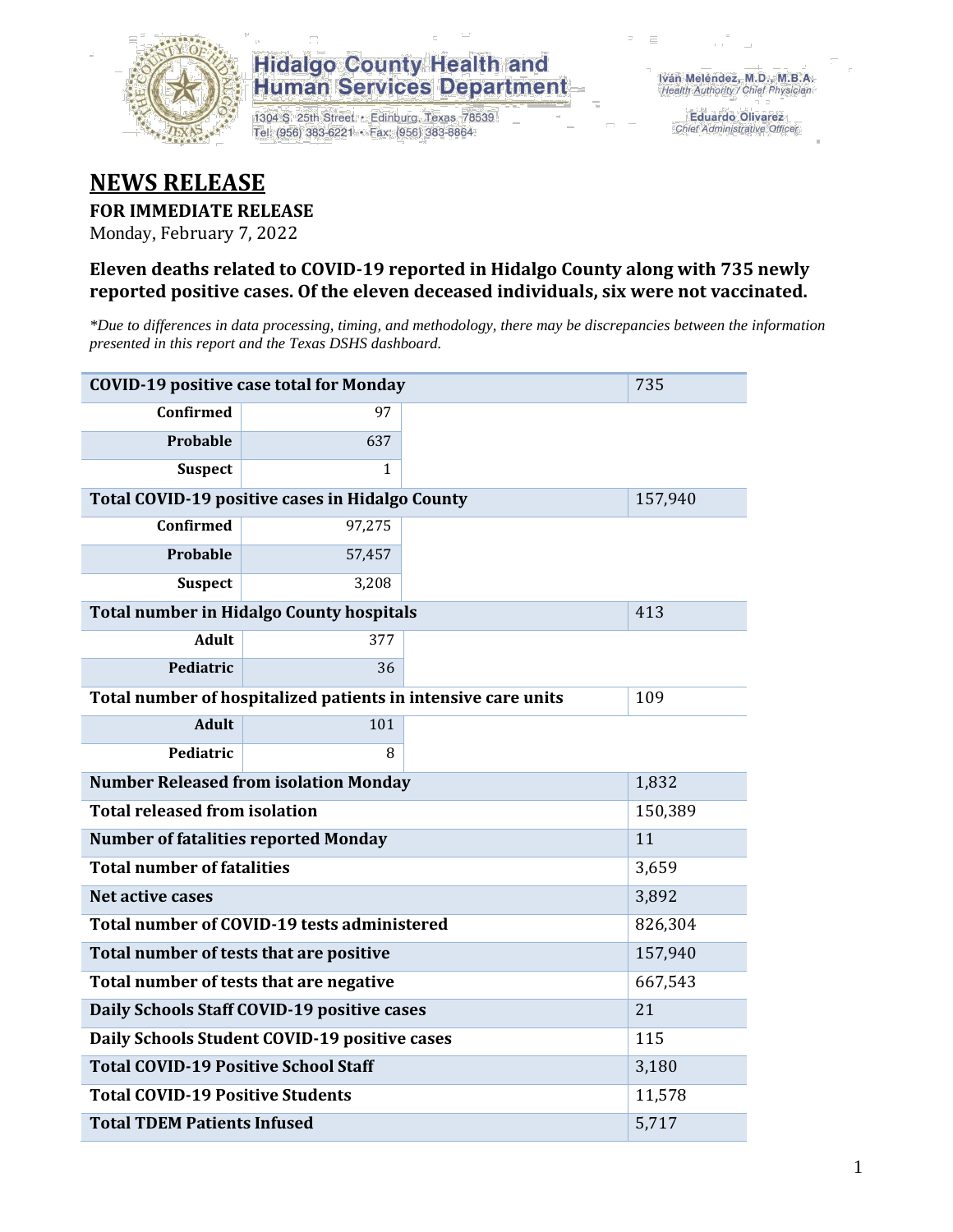Hidalgo County Health and Human Services Department

1304 S. 25th Street • Edinburg, Texas 78539
Tel: (956) 383-6221 • Fax: (956) 383-8864

Iván Meléndez, M.D., M.B.A.
*Health Authority / Chief Physician*

Eduardo Olivarez
*Chief Administrative Officer*

# NEWS RELEASE

**FOR IMMEDIATE RELEASE**

Monday, February 7, 2022

### Eleven deaths related to COVID-19 reported in Hidalgo County along with 735 newly reported positive cases. Of the eleven deceased individuals, six were not vaccinated.

*\*Due to differences in data processing, timing, and methodology, there may be discrepancies between the information presented in this report and the Texas DSHS dashboard.*

| | | |
|---|---|---|
| **COVID-19 positive case total for Monday** | | 735 |
| **Confirmed** | 97 | |
| **Probable** | 637 | |
| **Suspect** | 1 | |
| **Total COVID-19 positive cases in Hidalgo County** | | 157,940 |
| **Confirmed** | 97,275 | |
| **Probable** | 57,457 | |
| **Suspect** | 3,208 | |
| **Total number in Hidalgo County hospitals** | | 413 |
| **Adult** | 377 | |
| **Pediatric** | 36 | |
| **Total number of hospitalized patients in intensive care units** | | 109 |
| **Adult** | 101 | |
| **Pediatric** | 8 | |
| **Number Released from isolation Monday** | | 1,832 |
| **Total released from isolation** | | 150,389 |
| **Number of fatalities reported Monday** | | 11 |
| **Total number of fatalities** | | 3,659 |
| **Net active cases** | | 3,892 |
| **Total number of COVID-19 tests administered** | | 826,304 |
| **Total number of tests that are positive** | | 157,940 |
| **Total number of tests that are negative** | | 667,543 |
| **Daily Schools Staff COVID-19 positive cases** | | 21 |
| **Daily Schools Student COVID-19 positive cases** | | 115 |
| **Total COVID-19 Positive School Staff** | | 3,180 |
| **Total COVID-19 Positive Students** | | 11,578 |
| **Total TDEM Patients Infused** | | 5,717 |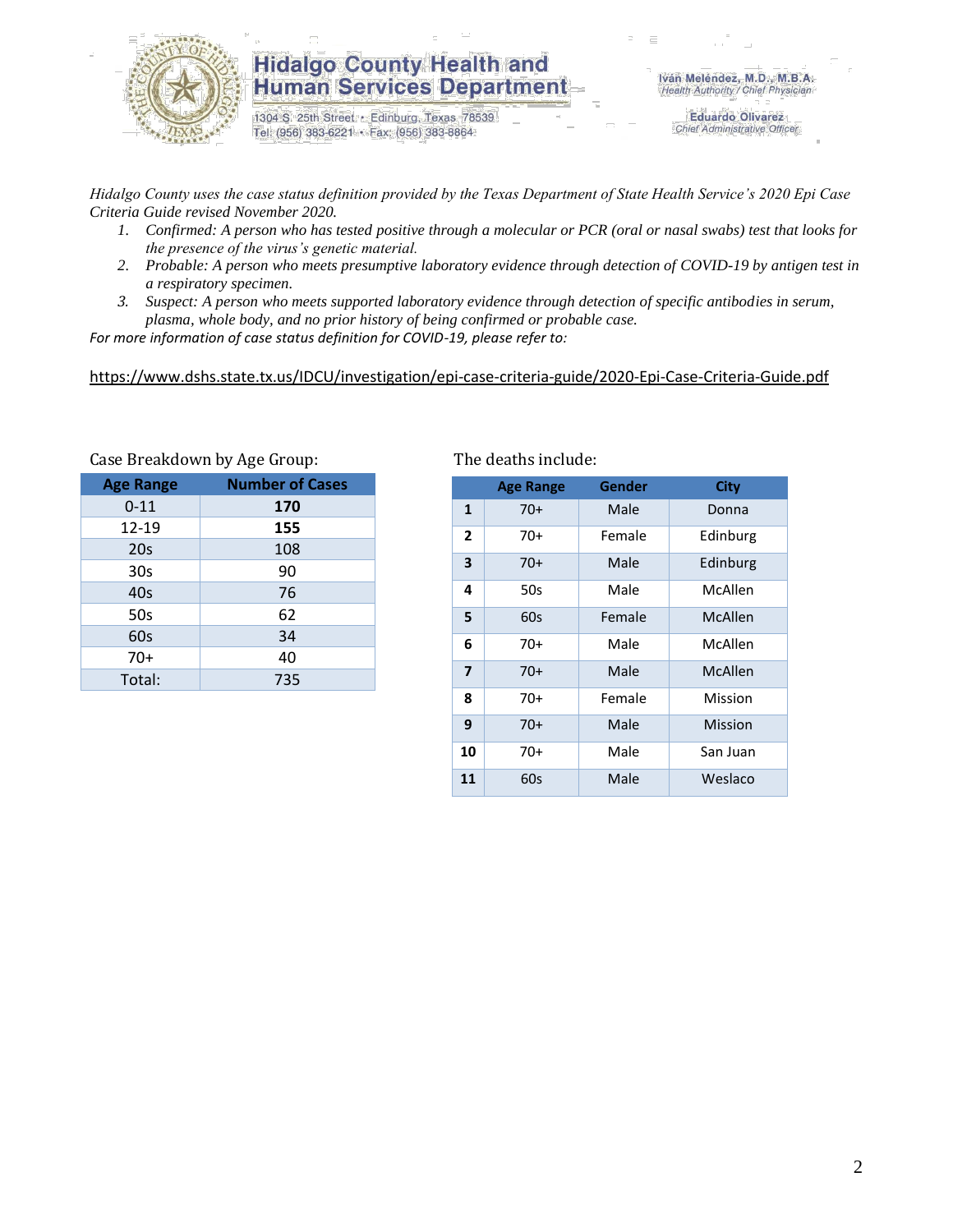*Hidalgo County uses the case status definition provided by the Texas Department of State Health Service's 2020 Epi Case Criteria Guide revised November 2020.*

1. *Confirmed: A person who has tested positive through a molecular or PCR (oral or nasal swabs) test that looks for the presence of the virus's genetic material.*
2. *Probable: A person who meets presumptive laboratory evidence through detection of COVID-19 by antigen test in a respiratory specimen.*
3. *Suspect: A person who meets supported laboratory evidence through detection of specific antibodies in serum, plasma, whole body, and no prior history of being confirmed or probable case.*

*For more information of case status definition for COVID-19, please refer to:*

https://www.dshs.state.tx.us/IDCU/investigation/epi-case-criteria-guide/2020-Epi-Case-Criteria-Guide.pdf

Case Breakdown by Age Group:

| Age Range | Number of Cases |
|---|---|
| 0-11 | **170** |
| 12-19 | **155** |
| 20s | 108 |
| 30s | 90 |
| 40s | 76 |
| 50s | 62 |
| 60s | 34 |
| 70+ | 40 |
| Total: | 735 |

The deaths include:

| | Age Range | Gender | City |
|---|---|---|---|
| **1** | 70+ | Male | Donna |
| **2** | 70+ | Female | Edinburg |
| **3** | 70+ | Male | Edinburg |
| **4** | 50s | Male | McAllen |
| **5** | 60s | Female | McAllen |
| **6** | 70+ | Male | McAllen |
| **7** | 70+ | Male | McAllen |
| **8** | 70+ | Female | Mission |
| **9** | 70+ | Male | Mission |
| **10** | 70+ | Male | San Juan |
| **11** | 60s | Male | Weslaco |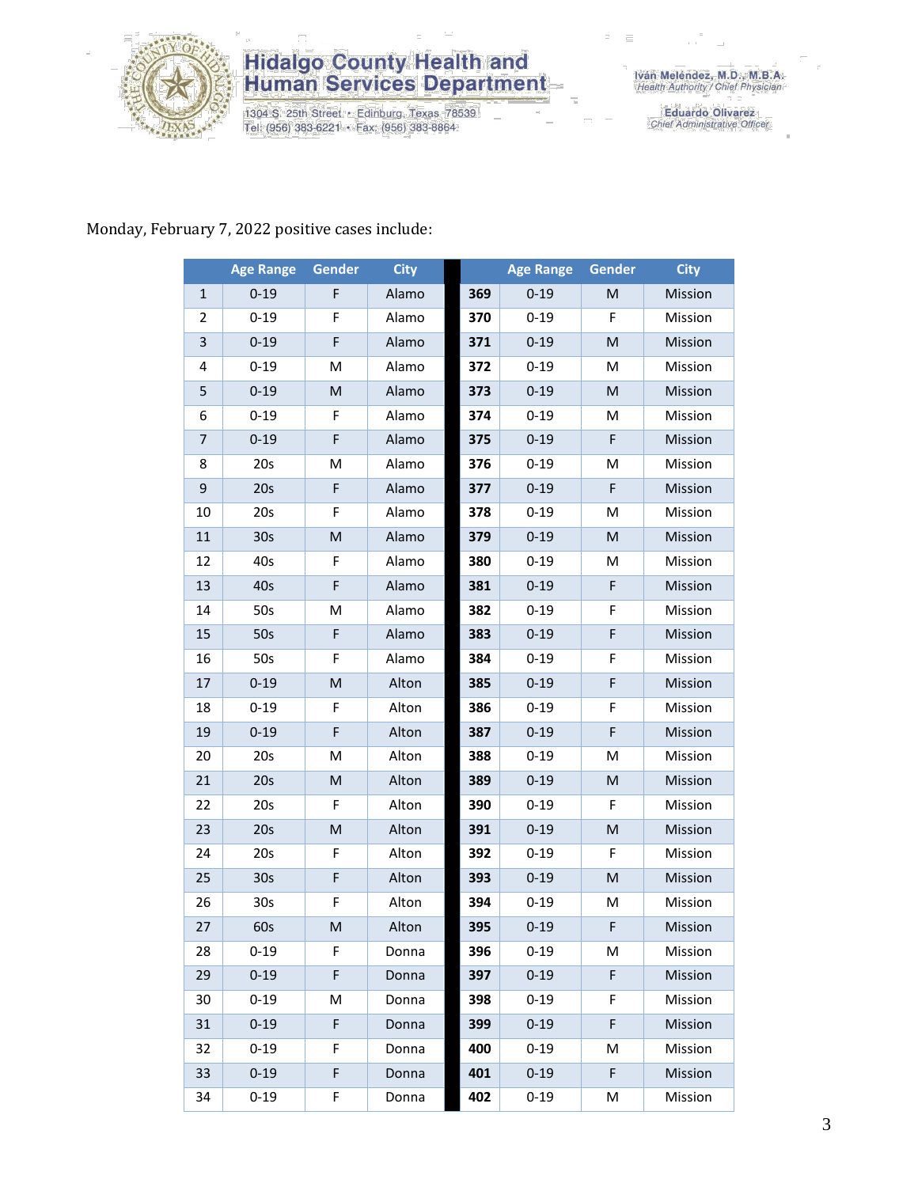Monday, February 7, 2022 positive cases include:

| | Age Range | Gender | City | | Age Range | Gender | City |
|---|---|---|---|---|---|---|---|
| 1 | 0-19 | F | Alamo | 369 | 0-19 | M | Mission |
| 2 | 0-19 | F | Alamo | 370 | 0-19 | F | Mission |
| 3 | 0-19 | F | Alamo | 371 | 0-19 | M | Mission |
| 4 | 0-19 | M | Alamo | 372 | 0-19 | M | Mission |
| 5 | 0-19 | M | Alamo | 373 | 0-19 | M | Mission |
| 6 | 0-19 | F | Alamo | 374 | 0-19 | M | Mission |
| 7 | 0-19 | F | Alamo | 375 | 0-19 | F | Mission |
| 8 | 20s | M | Alamo | 376 | 0-19 | M | Mission |
| 9 | 20s | F | Alamo | 377 | 0-19 | F | Mission |
| 10 | 20s | F | Alamo | 378 | 0-19 | M | Mission |
| 11 | 30s | M | Alamo | 379 | 0-19 | M | Mission |
| 12 | 40s | F | Alamo | 380 | 0-19 | M | Mission |
| 13 | 40s | F | Alamo | 381 | 0-19 | F | Mission |
| 14 | 50s | M | Alamo | 382 | 0-19 | F | Mission |
| 15 | 50s | F | Alamo | 383 | 0-19 | F | Mission |
| 16 | 50s | F | Alamo | 384 | 0-19 | F | Mission |
| 17 | 0-19 | M | Alton | 385 | 0-19 | F | Mission |
| 18 | 0-19 | F | Alton | 386 | 0-19 | F | Mission |
| 19 | 0-19 | F | Alton | 387 | 0-19 | F | Mission |
| 20 | 20s | M | Alton | 388 | 0-19 | M | Mission |
| 21 | 20s | M | Alton | 389 | 0-19 | M | Mission |
| 22 | 20s | F | Alton | 390 | 0-19 | F | Mission |
| 23 | 20s | M | Alton | 391 | 0-19 | M | Mission |
| 24 | 20s | F | Alton | 392 | 0-19 | F | Mission |
| 25 | 30s | F | Alton | 393 | 0-19 | M | Mission |
| 26 | 30s | F | Alton | 394 | 0-19 | M | Mission |
| 27 | 60s | M | Alton | 395 | 0-19 | F | Mission |
| 28 | 0-19 | F | Donna | 396 | 0-19 | M | Mission |
| 29 | 0-19 | F | Donna | 397 | 0-19 | F | Mission |
| 30 | 0-19 | M | Donna | 398 | 0-19 | F | Mission |
| 31 | 0-19 | F | Donna | 399 | 0-19 | F | Mission |
| 32 | 0-19 | F | Donna | 400 | 0-19 | M | Mission |
| 33 | 0-19 | F | Donna | 401 | 0-19 | F | Mission |
| 34 | 0-19 | F | Donna | 402 | 0-19 | M | Mission |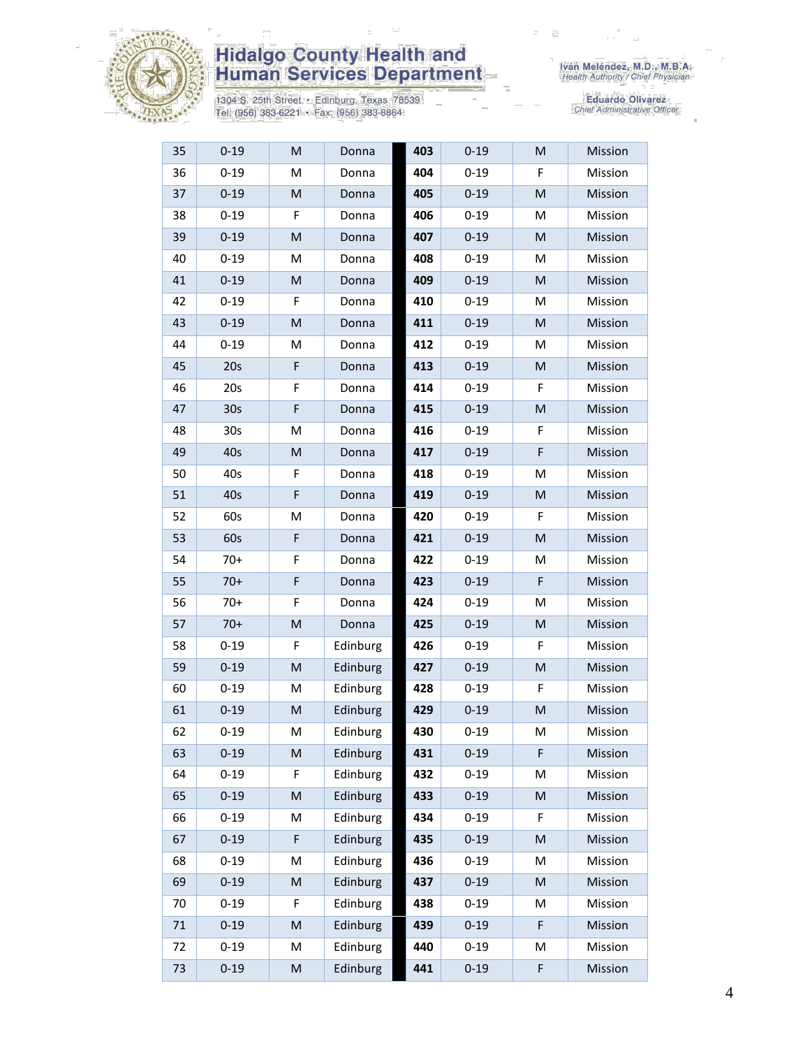# Hidalgo County Health and Human Services Department

1304 S. 25th Street • Edinburg, Texas 78539
Tel: (956) 383-6221 • Fax: (956) 383-8864

Iván Meléndez, M.D., M.B.A.
*Health Authority / Chief Physician*

Eduardo Olivarez
*Chief Administrative Officer*

| | | | | | | | | |
|---|---|---|---|---|---|---|---|---|
| 35 | 0-19 | M | Donna | | **403** | 0-19 | M | Mission |
| 36 | 0-19 | M | Donna | | **404** | 0-19 | F | Mission |
| 37 | 0-19 | M | Donna | | **405** | 0-19 | M | Mission |
| 38 | 0-19 | F | Donna | | **406** | 0-19 | M | Mission |
| 39 | 0-19 | M | Donna | | **407** | 0-19 | M | Mission |
| 40 | 0-19 | M | Donna | | **408** | 0-19 | M | Mission |
| 41 | 0-19 | M | Donna | | **409** | 0-19 | M | Mission |
| 42 | 0-19 | F | Donna | | **410** | 0-19 | M | Mission |
| 43 | 0-19 | M | Donna | | **411** | 0-19 | M | Mission |
| 44 | 0-19 | M | Donna | | **412** | 0-19 | M | Mission |
| 45 | 20s | F | Donna | | **413** | 0-19 | M | Mission |
| 46 | 20s | F | Donna | | **414** | 0-19 | F | Mission |
| 47 | 30s | F | Donna | | **415** | 0-19 | M | Mission |
| 48 | 30s | M | Donna | | **416** | 0-19 | F | Mission |
| 49 | 40s | M | Donna | | **417** | 0-19 | F | Mission |
| 50 | 40s | F | Donna | | **418** | 0-19 | M | Mission |
| 51 | 40s | F | Donna | | **419** | 0-19 | M | Mission |
| 52 | 60s | M | Donna | | **420** | 0-19 | F | Mission |
| 53 | 60s | F | Donna | | **421** | 0-19 | M | Mission |
| 54 | 70+ | F | Donna | | **422** | 0-19 | M | Mission |
| 55 | 70+ | F | Donna | | **423** | 0-19 | F | Mission |
| 56 | 70+ | F | Donna | | **424** | 0-19 | M | Mission |
| 57 | 70+ | M | Donna | | **425** | 0-19 | M | Mission |
| 58 | 0-19 | F | Edinburg | | **426** | 0-19 | F | Mission |
| 59 | 0-19 | M | Edinburg | | **427** | 0-19 | M | Mission |
| 60 | 0-19 | M | Edinburg | | **428** | 0-19 | F | Mission |
| 61 | 0-19 | M | Edinburg | | **429** | 0-19 | M | Mission |
| 62 | 0-19 | M | Edinburg | | **430** | 0-19 | M | Mission |
| 63 | 0-19 | M | Edinburg | | **431** | 0-19 | F | Mission |
| 64 | 0-19 | F | Edinburg | | **432** | 0-19 | M | Mission |
| 65 | 0-19 | M | Edinburg | | **433** | 0-19 | M | Mission |
| 66 | 0-19 | M | Edinburg | | **434** | 0-19 | F | Mission |
| 67 | 0-19 | F | Edinburg | | **435** | 0-19 | M | Mission |
| 68 | 0-19 | M | Edinburg | | **436** | 0-19 | M | Mission |
| 69 | 0-19 | M | Edinburg | | **437** | 0-19 | M | Mission |
| 70 | 0-19 | F | Edinburg | | **438** | 0-19 | M | Mission |
| 71 | 0-19 | M | Edinburg | | **439** | 0-19 | F | Mission |
| 72 | 0-19 | M | Edinburg | | **440** | 0-19 | M | Mission |
| 73 | 0-19 | M | Edinburg | | **441** | 0-19 | F | Mission |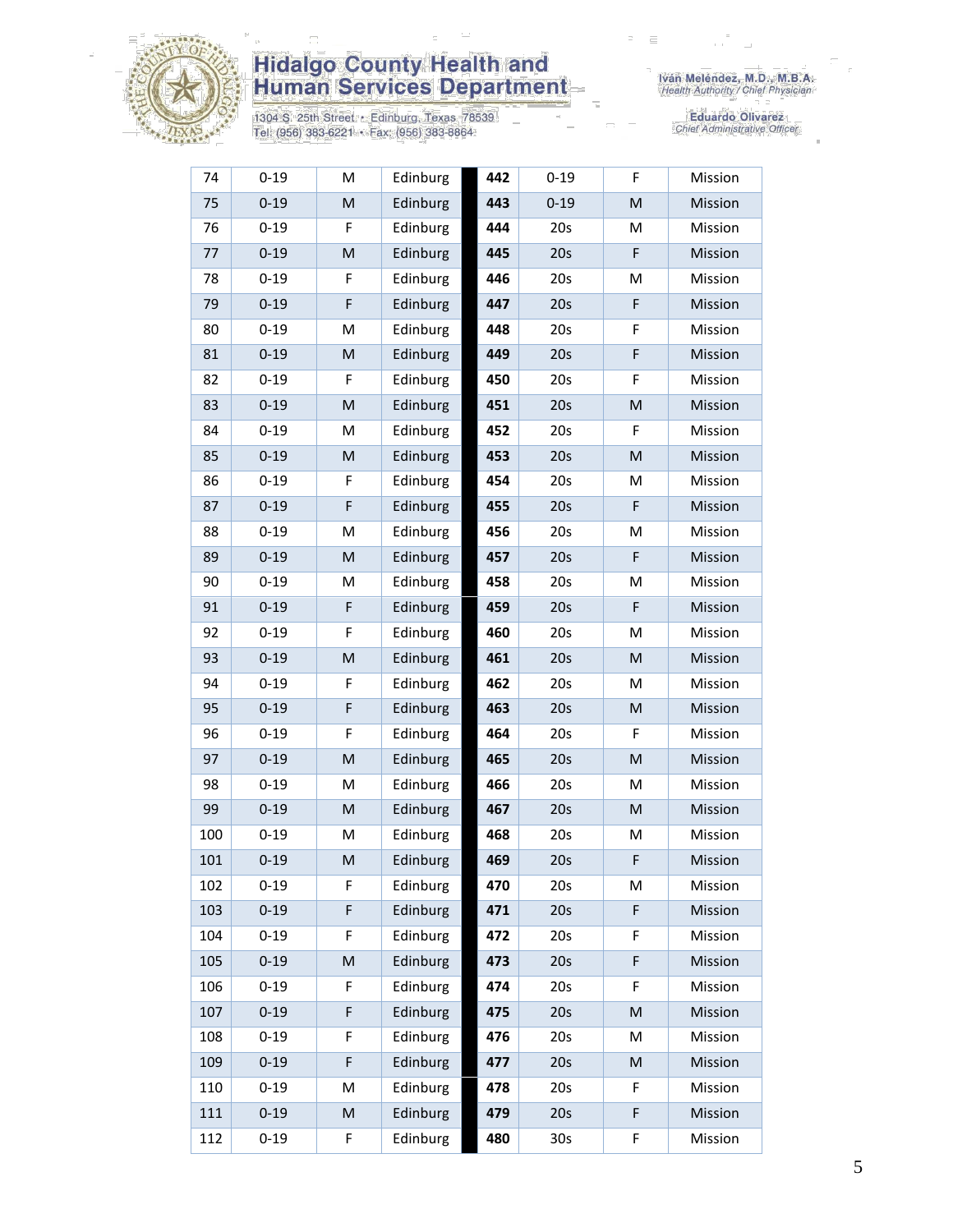| 74 | 0-19 | M | Edinburg | | 442 | 0-19 | F | Mission |
|---|---|---|---|---|---|---|---|---|
| 75 | 0-19 | M | Edinburg | | 443 | 0-19 | M | Mission |
| 76 | 0-19 | F | Edinburg | | 444 | 20s | M | Mission |
| 77 | 0-19 | M | Edinburg | | 445 | 20s | F | Mission |
| 78 | 0-19 | F | Edinburg | | 446 | 20s | M | Mission |
| 79 | 0-19 | F | Edinburg | | 447 | 20s | F | Mission |
| 80 | 0-19 | M | Edinburg | | 448 | 20s | F | Mission |
| 81 | 0-19 | M | Edinburg | | 449 | 20s | F | Mission |
| 82 | 0-19 | F | Edinburg | | 450 | 20s | F | Mission |
| 83 | 0-19 | M | Edinburg | | 451 | 20s | M | Mission |
| 84 | 0-19 | M | Edinburg | | 452 | 20s | F | Mission |
| 85 | 0-19 | M | Edinburg | | 453 | 20s | M | Mission |
| 86 | 0-19 | F | Edinburg | | 454 | 20s | M | Mission |
| 87 | 0-19 | F | Edinburg | | 455 | 20s | F | Mission |
| 88 | 0-19 | M | Edinburg | | 456 | 20s | M | Mission |
| 89 | 0-19 | M | Edinburg | | 457 | 20s | F | Mission |
| 90 | 0-19 | M | Edinburg | | 458 | 20s | M | Mission |
| 91 | 0-19 | F | Edinburg | | 459 | 20s | F | Mission |
| 92 | 0-19 | F | Edinburg | | 460 | 20s | M | Mission |
| 93 | 0-19 | M | Edinburg | | 461 | 20s | M | Mission |
| 94 | 0-19 | F | Edinburg | | 462 | 20s | M | Mission |
| 95 | 0-19 | F | Edinburg | | 463 | 20s | M | Mission |
| 96 | 0-19 | F | Edinburg | | 464 | 20s | F | Mission |
| 97 | 0-19 | M | Edinburg | | 465 | 20s | M | Mission |
| 98 | 0-19 | M | Edinburg | | 466 | 20s | M | Mission |
| 99 | 0-19 | M | Edinburg | | 467 | 20s | M | Mission |
| 100 | 0-19 | M | Edinburg | | 468 | 20s | M | Mission |
| 101 | 0-19 | M | Edinburg | | 469 | 20s | F | Mission |
| 102 | 0-19 | F | Edinburg | | 470 | 20s | M | Mission |
| 103 | 0-19 | F | Edinburg | | 471 | 20s | F | Mission |
| 104 | 0-19 | F | Edinburg | | 472 | 20s | F | Mission |
| 105 | 0-19 | M | Edinburg | | 473 | 20s | F | Mission |
| 106 | 0-19 | F | Edinburg | | 474 | 20s | F | Mission |
| 107 | 0-19 | F | Edinburg | | 475 | 20s | M | Mission |
| 108 | 0-19 | F | Edinburg | | 476 | 20s | M | Mission |
| 109 | 0-19 | F | Edinburg | | 477 | 20s | M | Mission |
| 110 | 0-19 | M | Edinburg | | 478 | 20s | F | Mission |
| 111 | 0-19 | M | Edinburg | | 479 | 20s | F | Mission |
| 112 | 0-19 | F | Edinburg | | 480 | 30s | F | Mission |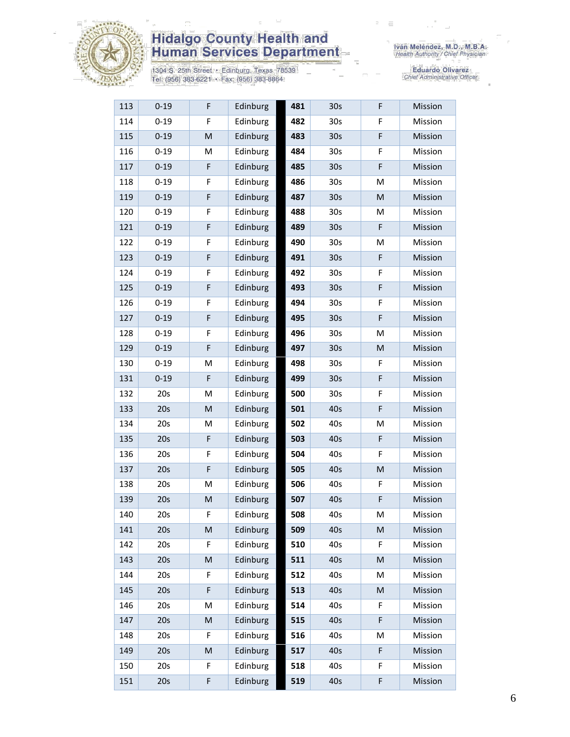| 113 | 0-19 | F | Edinburg | 481 | 30s | F | Mission |
|---|---|---|---|---|---|---|---|
| 114 | 0-19 | F | Edinburg | 482 | 30s | F | Mission |
| 115 | 0-19 | M | Edinburg | 483 | 30s | F | Mission |
| 116 | 0-19 | M | Edinburg | 484 | 30s | F | Mission |
| 117 | 0-19 | F | Edinburg | 485 | 30s | F | Mission |
| 118 | 0-19 | F | Edinburg | 486 | 30s | M | Mission |
| 119 | 0-19 | F | Edinburg | 487 | 30s | M | Mission |
| 120 | 0-19 | F | Edinburg | 488 | 30s | M | Mission |
| 121 | 0-19 | F | Edinburg | 489 | 30s | F | Mission |
| 122 | 0-19 | F | Edinburg | 490 | 30s | M | Mission |
| 123 | 0-19 | F | Edinburg | 491 | 30s | F | Mission |
| 124 | 0-19 | F | Edinburg | 492 | 30s | F | Mission |
| 125 | 0-19 | F | Edinburg | 493 | 30s | F | Mission |
| 126 | 0-19 | F | Edinburg | 494 | 30s | F | Mission |
| 127 | 0-19 | F | Edinburg | 495 | 30s | F | Mission |
| 128 | 0-19 | F | Edinburg | 496 | 30s | M | Mission |
| 129 | 0-19 | F | Edinburg | 497 | 30s | M | Mission |
| 130 | 0-19 | M | Edinburg | 498 | 30s | F | Mission |
| 131 | 0-19 | F | Edinburg | 499 | 30s | F | Mission |
| 132 | 20s | M | Edinburg | 500 | 30s | F | Mission |
| 133 | 20s | M | Edinburg | 501 | 40s | F | Mission |
| 134 | 20s | M | Edinburg | 502 | 40s | M | Mission |
| 135 | 20s | F | Edinburg | 503 | 40s | F | Mission |
| 136 | 20s | F | Edinburg | 504 | 40s | F | Mission |
| 137 | 20s | F | Edinburg | 505 | 40s | M | Mission |
| 138 | 20s | M | Edinburg | 506 | 40s | F | Mission |
| 139 | 20s | M | Edinburg | 507 | 40s | F | Mission |
| 140 | 20s | F | Edinburg | 508 | 40s | M | Mission |
| 141 | 20s | M | Edinburg | 509 | 40s | M | Mission |
| 142 | 20s | F | Edinburg | 510 | 40s | F | Mission |
| 143 | 20s | M | Edinburg | 511 | 40s | M | Mission |
| 144 | 20s | F | Edinburg | 512 | 40s | M | Mission |
| 145 | 20s | F | Edinburg | 513 | 40s | M | Mission |
| 146 | 20s | M | Edinburg | 514 | 40s | F | Mission |
| 147 | 20s | M | Edinburg | 515 | 40s | F | Mission |
| 148 | 20s | F | Edinburg | 516 | 40s | M | Mission |
| 149 | 20s | M | Edinburg | 517 | 40s | F | Mission |
| 150 | 20s | F | Edinburg | 518 | 40s | F | Mission |
| 151 | 20s | F | Edinburg | 519 | 40s | F | Mission |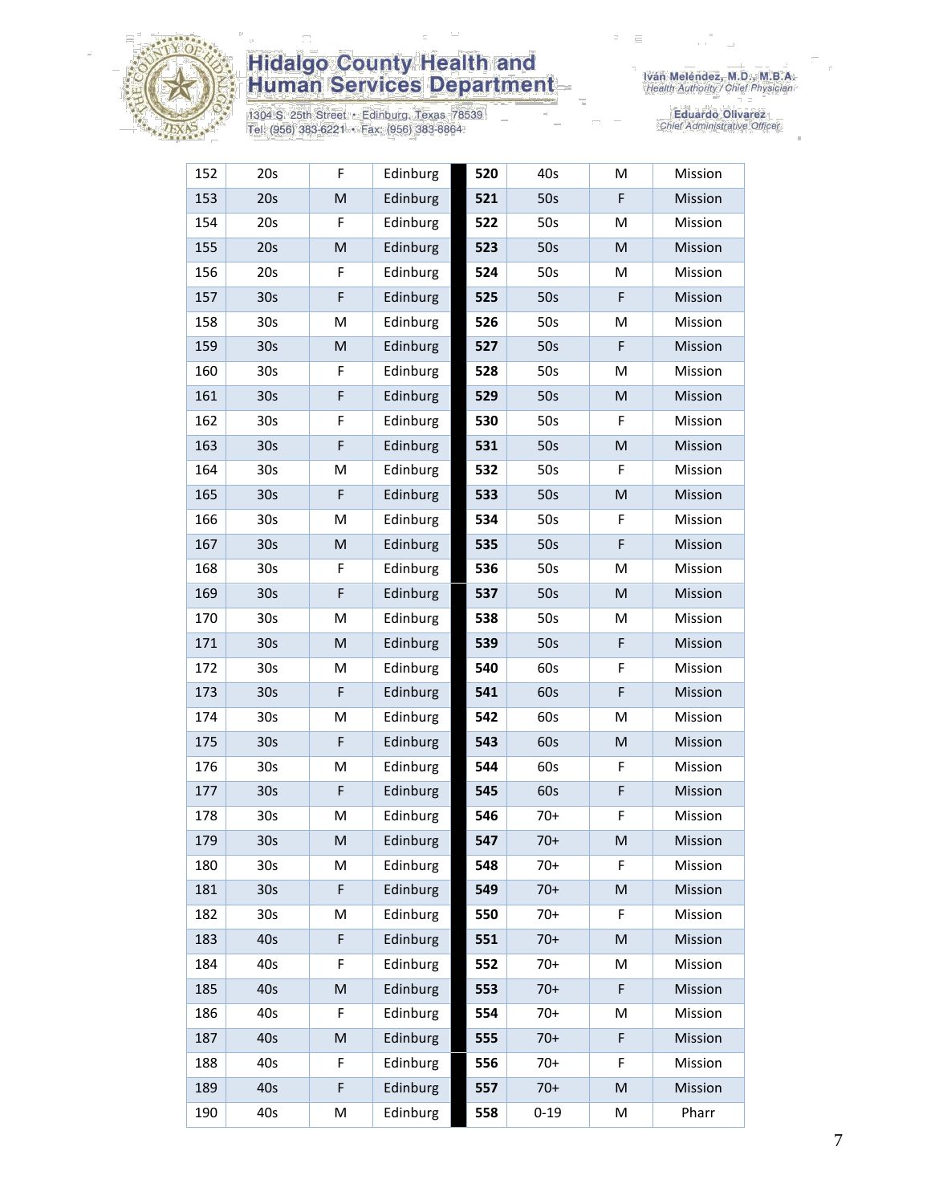# Hidalgo County Health and Human Services Department

1304 S. 25th Street • Edinburg, Texas 78539
Tel: (956) 383-6221 • Fax: (956) 383-8864

Iván Meléndez, M.D., M.B.A.
*Health Authority / Chief Physician*

Eduardo Olivarez
*Chief Administrative Officer*

| | | | | | | | | |
|---|---|---|---|---|---|---|---|---|
| 152 | 20s | F | Edinburg | | **520** | 40s | M | Mission |
| 153 | 20s | M | Edinburg | | **521** | 50s | F | Mission |
| 154 | 20s | F | Edinburg | | **522** | 50s | M | Mission |
| 155 | 20s | M | Edinburg | | **523** | 50s | M | Mission |
| 156 | 20s | F | Edinburg | | **524** | 50s | M | Mission |
| 157 | 30s | F | Edinburg | | **525** | 50s | F | Mission |
| 158 | 30s | M | Edinburg | | **526** | 50s | M | Mission |
| 159 | 30s | M | Edinburg | | **527** | 50s | F | Mission |
| 160 | 30s | F | Edinburg | | **528** | 50s | M | Mission |
| 161 | 30s | F | Edinburg | | **529** | 50s | M | Mission |
| 162 | 30s | F | Edinburg | | **530** | 50s | F | Mission |
| 163 | 30s | F | Edinburg | | **531** | 50s | M | Mission |
| 164 | 30s | M | Edinburg | | **532** | 50s | F | Mission |
| 165 | 30s | F | Edinburg | | **533** | 50s | M | Mission |
| 166 | 30s | M | Edinburg | | **534** | 50s | F | Mission |
| 167 | 30s | M | Edinburg | | **535** | 50s | F | Mission |
| 168 | 30s | F | Edinburg | | **536** | 50s | M | Mission |
| 169 | 30s | F | Edinburg | | **537** | 50s | M | Mission |
| 170 | 30s | M | Edinburg | | **538** | 50s | M | Mission |
| 171 | 30s | M | Edinburg | | **539** | 50s | F | Mission |
| 172 | 30s | M | Edinburg | | **540** | 60s | F | Mission |
| 173 | 30s | F | Edinburg | | **541** | 60s | F | Mission |
| 174 | 30s | M | Edinburg | | **542** | 60s | M | Mission |
| 175 | 30s | F | Edinburg | | **543** | 60s | M | Mission |
| 176 | 30s | M | Edinburg | | **544** | 60s | F | Mission |
| 177 | 30s | F | Edinburg | | **545** | 60s | F | Mission |
| 178 | 30s | M | Edinburg | | **546** | 70+ | F | Mission |
| 179 | 30s | M | Edinburg | | **547** | 70+ | M | Mission |
| 180 | 30s | M | Edinburg | | **548** | 70+ | F | Mission |
| 181 | 30s | F | Edinburg | | **549** | 70+ | M | Mission |
| 182 | 30s | M | Edinburg | | **550** | 70+ | F | Mission |
| 183 | 40s | F | Edinburg | | **551** | 70+ | M | Mission |
| 184 | 40s | F | Edinburg | | **552** | 70+ | M | Mission |
| 185 | 40s | M | Edinburg | | **553** | 70+ | F | Mission |
| 186 | 40s | F | Edinburg | | **554** | 70+ | M | Mission |
| 187 | 40s | M | Edinburg | | **555** | 70+ | F | Mission |
| 188 | 40s | F | Edinburg | | **556** | 70+ | F | Mission |
| 189 | 40s | F | Edinburg | | **557** | 70+ | M | Mission |
| 190 | 40s | M | Edinburg | | **558** | 0-19 | M | Pharr |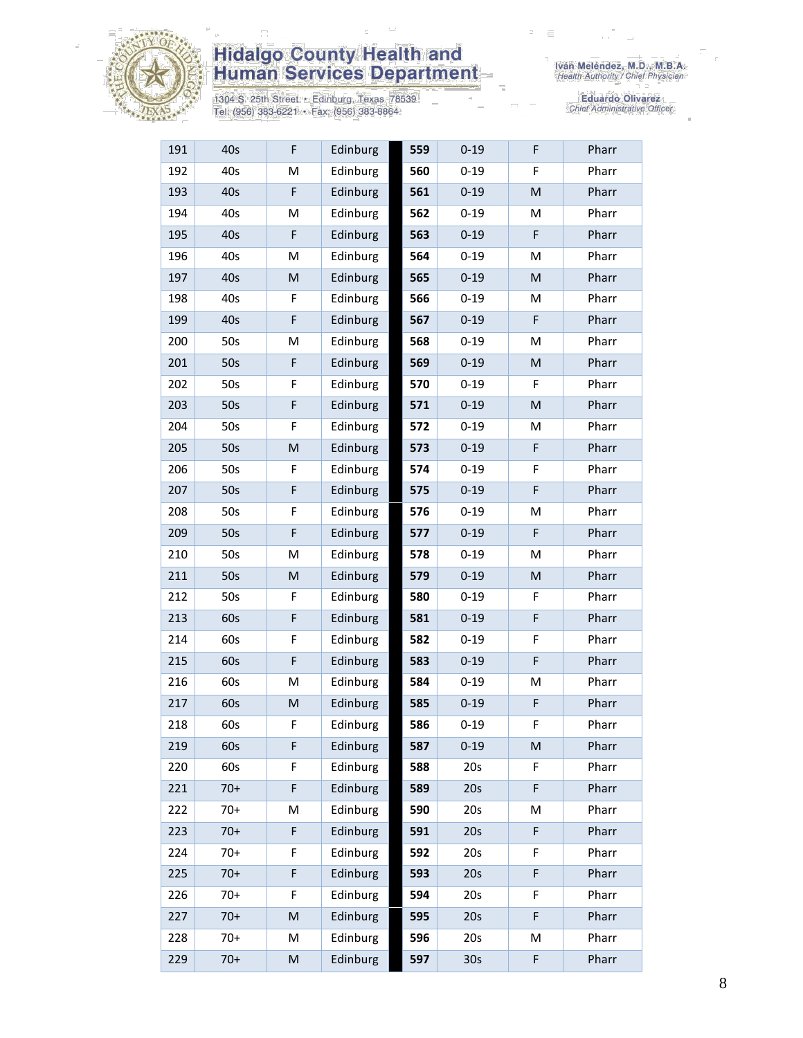| 191 | 40s | F | Edinburg | | 559 | 0-19 | F | Pharr |
|---|---|---|---|---|---|---|---|---|
| 192 | 40s | M | Edinburg | | 560 | 0-19 | F | Pharr |
| 193 | 40s | F | Edinburg | | 561 | 0-19 | M | Pharr |
| 194 | 40s | M | Edinburg | | 562 | 0-19 | M | Pharr |
| 195 | 40s | F | Edinburg | | 563 | 0-19 | F | Pharr |
| 196 | 40s | M | Edinburg | | 564 | 0-19 | M | Pharr |
| 197 | 40s | M | Edinburg | | 565 | 0-19 | M | Pharr |
| 198 | 40s | F | Edinburg | | 566 | 0-19 | M | Pharr |
| 199 | 40s | F | Edinburg | | 567 | 0-19 | F | Pharr |
| 200 | 50s | M | Edinburg | | 568 | 0-19 | M | Pharr |
| 201 | 50s | F | Edinburg | | 569 | 0-19 | M | Pharr |
| 202 | 50s | F | Edinburg | | 570 | 0-19 | F | Pharr |
| 203 | 50s | F | Edinburg | | 571 | 0-19 | M | Pharr |
| 204 | 50s | F | Edinburg | | 572 | 0-19 | M | Pharr |
| 205 | 50s | M | Edinburg | | 573 | 0-19 | F | Pharr |
| 206 | 50s | F | Edinburg | | 574 | 0-19 | F | Pharr |
| 207 | 50s | F | Edinburg | | 575 | 0-19 | F | Pharr |
| 208 | 50s | F | Edinburg | | 576 | 0-19 | M | Pharr |
| 209 | 50s | F | Edinburg | | 577 | 0-19 | F | Pharr |
| 210 | 50s | M | Edinburg | | 578 | 0-19 | M | Pharr |
| 211 | 50s | M | Edinburg | | 579 | 0-19 | M | Pharr |
| 212 | 50s | F | Edinburg | | 580 | 0-19 | F | Pharr |
| 213 | 60s | F | Edinburg | | 581 | 0-19 | F | Pharr |
| 214 | 60s | F | Edinburg | | 582 | 0-19 | F | Pharr |
| 215 | 60s | F | Edinburg | | 583 | 0-19 | F | Pharr |
| 216 | 60s | M | Edinburg | | 584 | 0-19 | M | Pharr |
| 217 | 60s | M | Edinburg | | 585 | 0-19 | F | Pharr |
| 218 | 60s | F | Edinburg | | 586 | 0-19 | F | Pharr |
| 219 | 60s | F | Edinburg | | 587 | 0-19 | M | Pharr |
| 220 | 60s | F | Edinburg | | 588 | 20s | F | Pharr |
| 221 | 70+ | F | Edinburg | | 589 | 20s | F | Pharr |
| 222 | 70+ | M | Edinburg | | 590 | 20s | M | Pharr |
| 223 | 70+ | F | Edinburg | | 591 | 20s | F | Pharr |
| 224 | 70+ | F | Edinburg | | 592 | 20s | F | Pharr |
| 225 | 70+ | F | Edinburg | | 593 | 20s | F | Pharr |
| 226 | 70+ | F | Edinburg | | 594 | 20s | F | Pharr |
| 227 | 70+ | M | Edinburg | | 595 | 20s | F | Pharr |
| 228 | 70+ | M | Edinburg | | 596 | 20s | M | Pharr |
| 229 | 70+ | M | Edinburg | | 597 | 30s | F | Pharr |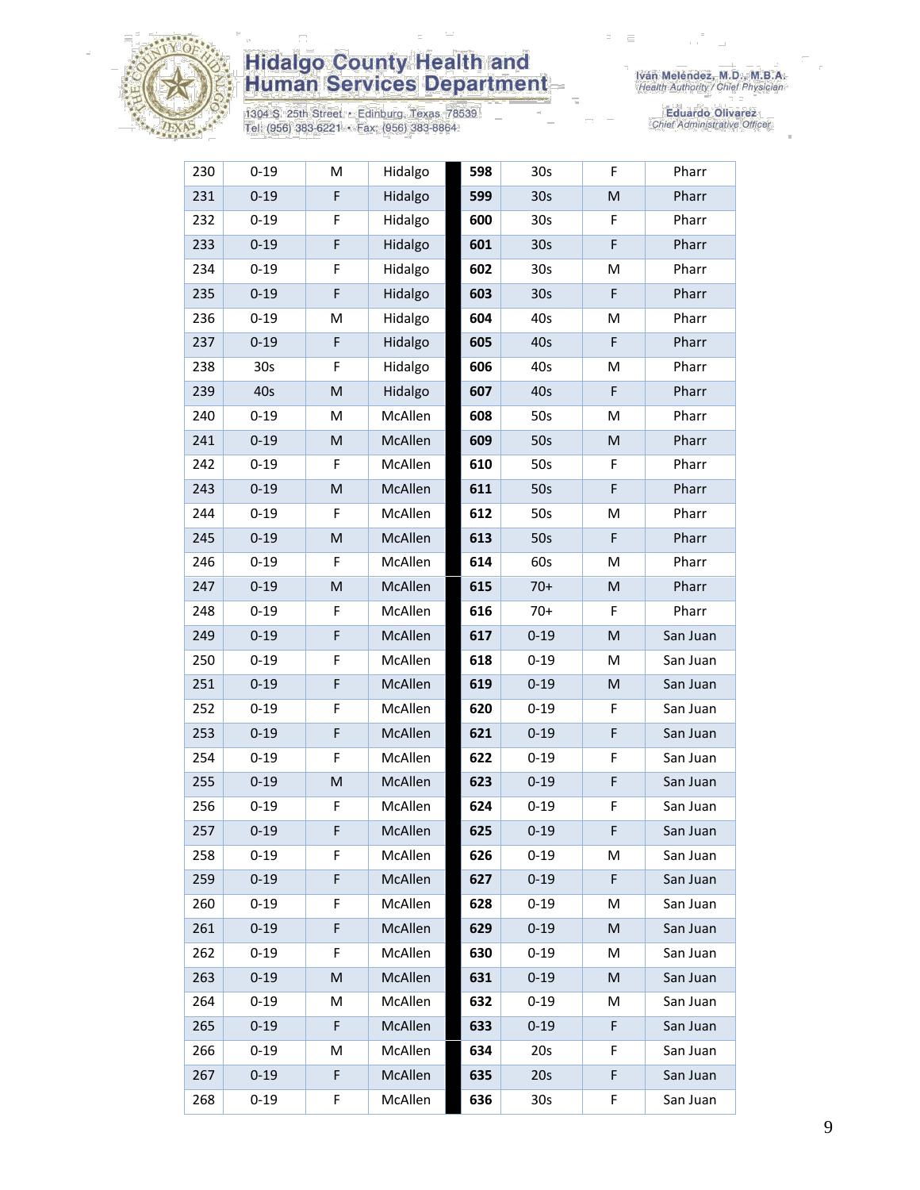# Hidalgo County Health and Human Services Department

1304 S. 25th Street • Edinburg, Texas 78539
Tel: (956) 383-6221 • Fax: (956) 383-8864

Iván Meléndez, M.D., M.B.A.
*Health Authority / Chief Physician*

Eduardo Olivarez
*Chief Administrative Officer*

| | | | | | | | |
|---|---|---|---|---|---|---|---|
| 230 | 0-19 | M | Hidalgo | **598** | 30s | F | Pharr |
| 231 | 0-19 | F | Hidalgo | **599** | 30s | M | Pharr |
| 232 | 0-19 | F | Hidalgo | **600** | 30s | F | Pharr |
| 233 | 0-19 | F | Hidalgo | **601** | 30s | F | Pharr |
| 234 | 0-19 | F | Hidalgo | **602** | 30s | M | Pharr |
| 235 | 0-19 | F | Hidalgo | **603** | 30s | F | Pharr |
| 236 | 0-19 | M | Hidalgo | **604** | 40s | M | Pharr |
| 237 | 0-19 | F | Hidalgo | **605** | 40s | F | Pharr |
| 238 | 30s | F | Hidalgo | **606** | 40s | M | Pharr |
| 239 | 40s | M | Hidalgo | **607** | 40s | F | Pharr |
| 240 | 0-19 | M | McAllen | **608** | 50s | M | Pharr |
| 241 | 0-19 | M | McAllen | **609** | 50s | M | Pharr |
| 242 | 0-19 | F | McAllen | **610** | 50s | F | Pharr |
| 243 | 0-19 | M | McAllen | **611** | 50s | F | Pharr |
| 244 | 0-19 | F | McAllen | **612** | 50s | M | Pharr |
| 245 | 0-19 | M | McAllen | **613** | 50s | F | Pharr |
| 246 | 0-19 | F | McAllen | **614** | 60s | M | Pharr |
| 247 | 0-19 | M | McAllen | **615** | 70+ | M | Pharr |
| 248 | 0-19 | F | McAllen | **616** | 70+ | F | Pharr |
| 249 | 0-19 | F | McAllen | **617** | 0-19 | M | San Juan |
| 250 | 0-19 | F | McAllen | **618** | 0-19 | M | San Juan |
| 251 | 0-19 | F | McAllen | **619** | 0-19 | M | San Juan |
| 252 | 0-19 | F | McAllen | **620** | 0-19 | F | San Juan |
| 253 | 0-19 | F | McAllen | **621** | 0-19 | F | San Juan |
| 254 | 0-19 | F | McAllen | **622** | 0-19 | F | San Juan |
| 255 | 0-19 | M | McAllen | **623** | 0-19 | F | San Juan |
| 256 | 0-19 | F | McAllen | **624** | 0-19 | F | San Juan |
| 257 | 0-19 | F | McAllen | **625** | 0-19 | F | San Juan |
| 258 | 0-19 | F | McAllen | **626** | 0-19 | M | San Juan |
| 259 | 0-19 | F | McAllen | **627** | 0-19 | F | San Juan |
| 260 | 0-19 | F | McAllen | **628** | 0-19 | M | San Juan |
| 261 | 0-19 | F | McAllen | **629** | 0-19 | M | San Juan |
| 262 | 0-19 | F | McAllen | **630** | 0-19 | M | San Juan |
| 263 | 0-19 | M | McAllen | **631** | 0-19 | M | San Juan |
| 264 | 0-19 | M | McAllen | **632** | 0-19 | M | San Juan |
| 265 | 0-19 | F | McAllen | **633** | 0-19 | F | San Juan |
| 266 | 0-19 | M | McAllen | **634** | 20s | F | San Juan |
| 267 | 0-19 | F | McAllen | **635** | 20s | F | San Juan |
| 268 | 0-19 | F | McAllen | **636** | 30s | F | San Juan |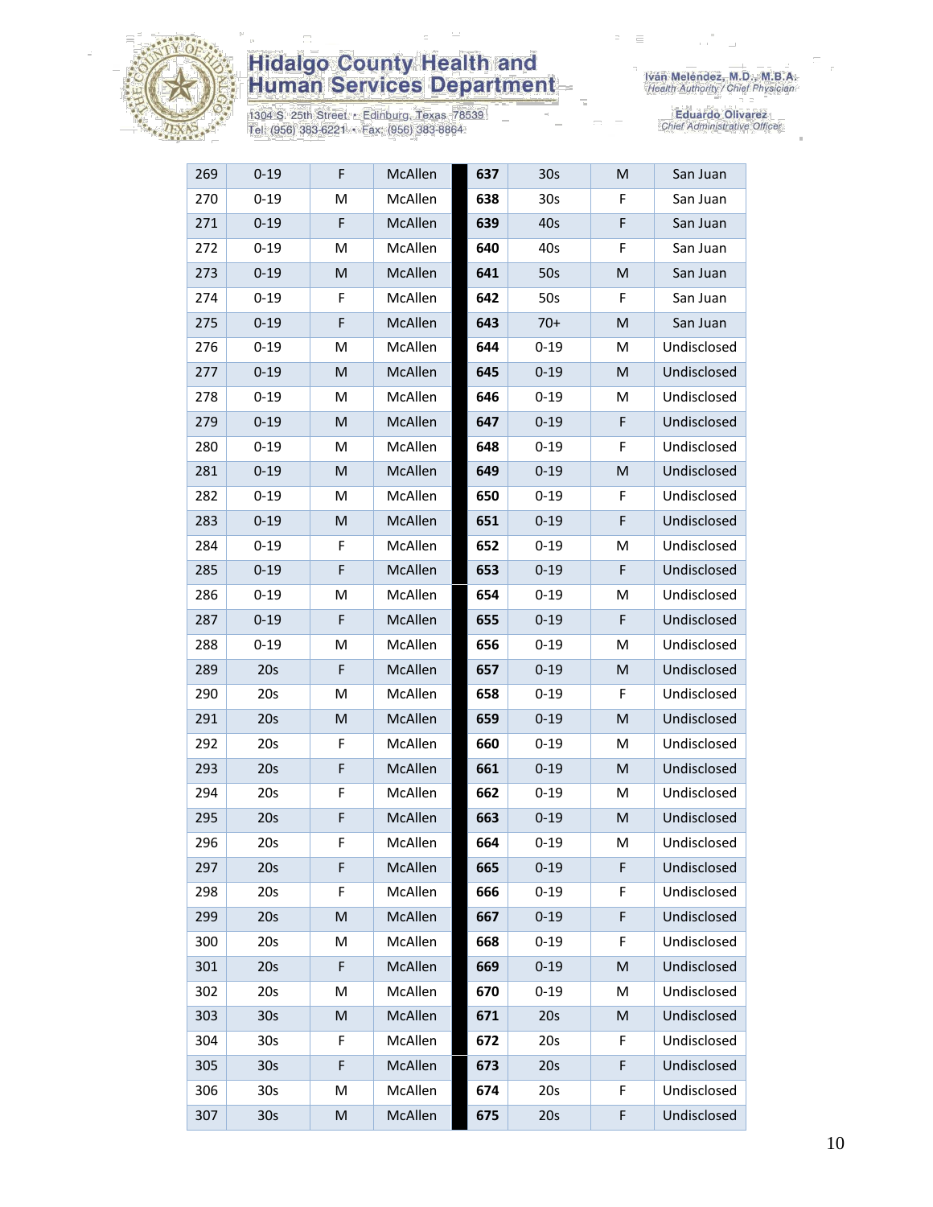| 269 | 0-19 | F | McAllen | | 637 | 30s | M | San Juan |
|---|---|---|---|---|---|---|---|---|
| 270 | 0-19 | M | McAllen | | 638 | 30s | F | San Juan |
| 271 | 0-19 | F | McAllen | | 639 | 40s | F | San Juan |
| 272 | 0-19 | M | McAllen | | 640 | 40s | F | San Juan |
| 273 | 0-19 | M | McAllen | | 641 | 50s | M | San Juan |
| 274 | 0-19 | F | McAllen | | 642 | 50s | F | San Juan |
| 275 | 0-19 | F | McAllen | | 643 | 70+ | M | San Juan |
| 276 | 0-19 | M | McAllen | | 644 | 0-19 | M | Undisclosed |
| 277 | 0-19 | M | McAllen | | 645 | 0-19 | M | Undisclosed |
| 278 | 0-19 | M | McAllen | | 646 | 0-19 | M | Undisclosed |
| 279 | 0-19 | M | McAllen | | 647 | 0-19 | F | Undisclosed |
| 280 | 0-19 | M | McAllen | | 648 | 0-19 | F | Undisclosed |
| 281 | 0-19 | M | McAllen | | 649 | 0-19 | M | Undisclosed |
| 282 | 0-19 | M | McAllen | | 650 | 0-19 | F | Undisclosed |
| 283 | 0-19 | M | McAllen | | 651 | 0-19 | F | Undisclosed |
| 284 | 0-19 | F | McAllen | | 652 | 0-19 | M | Undisclosed |
| 285 | 0-19 | F | McAllen | | 653 | 0-19 | F | Undisclosed |
| 286 | 0-19 | M | McAllen | | 654 | 0-19 | M | Undisclosed |
| 287 | 0-19 | F | McAllen | | 655 | 0-19 | F | Undisclosed |
| 288 | 0-19 | M | McAllen | | 656 | 0-19 | M | Undisclosed |
| 289 | 20s | F | McAllen | | 657 | 0-19 | M | Undisclosed |
| 290 | 20s | M | McAllen | | 658 | 0-19 | F | Undisclosed |
| 291 | 20s | M | McAllen | | 659 | 0-19 | M | Undisclosed |
| 292 | 20s | F | McAllen | | 660 | 0-19 | M | Undisclosed |
| 293 | 20s | F | McAllen | | 661 | 0-19 | M | Undisclosed |
| 294 | 20s | F | McAllen | | 662 | 0-19 | M | Undisclosed |
| 295 | 20s | F | McAllen | | 663 | 0-19 | M | Undisclosed |
| 296 | 20s | F | McAllen | | 664 | 0-19 | M | Undisclosed |
| 297 | 20s | F | McAllen | | 665 | 0-19 | F | Undisclosed |
| 298 | 20s | F | McAllen | | 666 | 0-19 | F | Undisclosed |
| 299 | 20s | M | McAllen | | 667 | 0-19 | F | Undisclosed |
| 300 | 20s | M | McAllen | | 668 | 0-19 | F | Undisclosed |
| 301 | 20s | F | McAllen | | 669 | 0-19 | M | Undisclosed |
| 302 | 20s | M | McAllen | | 670 | 0-19 | M | Undisclosed |
| 303 | 30s | M | McAllen | | 671 | 20s | M | Undisclosed |
| 304 | 30s | F | McAllen | | 672 | 20s | F | Undisclosed |
| 305 | 30s | F | McAllen | | 673 | 20s | F | Undisclosed |
| 306 | 30s | M | McAllen | | 674 | 20s | F | Undisclosed |
| 307 | 30s | M | McAllen | | 675 | 20s | F | Undisclosed |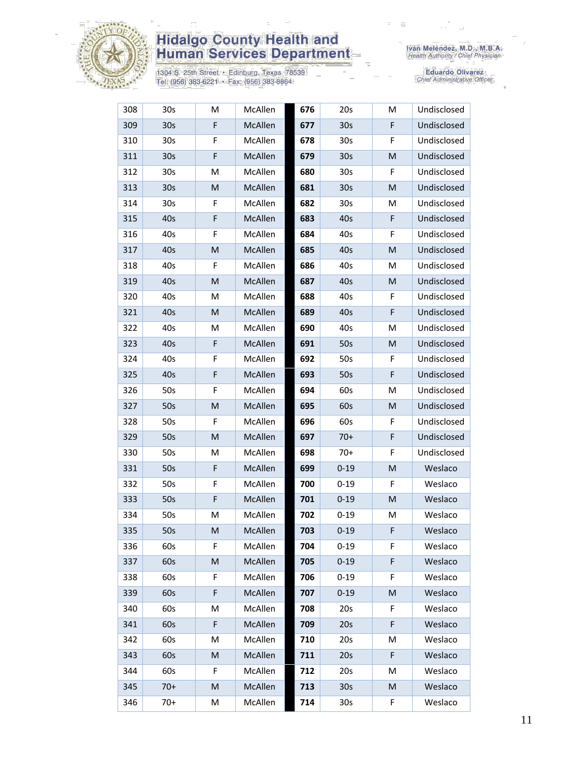| 308 | 30s | M | McAllen | | 676 | 20s | M | Undisclosed |
|---|---|---|---|---|---|---|---|---|
| 309 | 30s | F | McAllen | | 677 | 30s | F | Undisclosed |
| 310 | 30s | F | McAllen | | 678 | 30s | F | Undisclosed |
| 311 | 30s | F | McAllen | | 679 | 30s | M | Undisclosed |
| 312 | 30s | M | McAllen | | 680 | 30s | F | Undisclosed |
| 313 | 30s | M | McAllen | | 681 | 30s | M | Undisclosed |
| 314 | 30s | F | McAllen | | 682 | 30s | M | Undisclosed |
| 315 | 40s | F | McAllen | | 683 | 40s | F | Undisclosed |
| 316 | 40s | F | McAllen | | 684 | 40s | F | Undisclosed |
| 317 | 40s | M | McAllen | | 685 | 40s | M | Undisclosed |
| 318 | 40s | F | McAllen | | 686 | 40s | M | Undisclosed |
| 319 | 40s | M | McAllen | | 687 | 40s | M | Undisclosed |
| 320 | 40s | M | McAllen | | 688 | 40s | F | Undisclosed |
| 321 | 40s | M | McAllen | | 689 | 40s | F | Undisclosed |
| 322 | 40s | M | McAllen | | 690 | 40s | M | Undisclosed |
| 323 | 40s | F | McAllen | | 691 | 50s | M | Undisclosed |
| 324 | 40s | F | McAllen | | 692 | 50s | F | Undisclosed |
| 325 | 40s | F | McAllen | | 693 | 50s | F | Undisclosed |
| 326 | 50s | F | McAllen | | 694 | 60s | M | Undisclosed |
| 327 | 50s | M | McAllen | | 695 | 60s | M | Undisclosed |
| 328 | 50s | F | McAllen | | 696 | 60s | F | Undisclosed |
| 329 | 50s | M | McAllen | | 697 | 70+ | F | Undisclosed |
| 330 | 50s | M | McAllen | | 698 | 70+ | F | Undisclosed |
| 331 | 50s | F | McAllen | | 699 | 0-19 | M | Weslaco |
| 332 | 50s | F | McAllen | | 700 | 0-19 | F | Weslaco |
| 333 | 50s | F | McAllen | | 701 | 0-19 | M | Weslaco |
| 334 | 50s | M | McAllen | | 702 | 0-19 | M | Weslaco |
| 335 | 50s | M | McAllen | | 703 | 0-19 | F | Weslaco |
| 336 | 60s | F | McAllen | | 704 | 0-19 | F | Weslaco |
| 337 | 60s | M | McAllen | | 705 | 0-19 | F | Weslaco |
| 338 | 60s | F | McAllen | | 706 | 0-19 | F | Weslaco |
| 339 | 60s | F | McAllen | | 707 | 0-19 | M | Weslaco |
| 340 | 60s | M | McAllen | | 708 | 20s | F | Weslaco |
| 341 | 60s | F | McAllen | | 709 | 20s | F | Weslaco |
| 342 | 60s | M | McAllen | | 710 | 20s | M | Weslaco |
| 343 | 60s | M | McAllen | | 711 | 20s | F | Weslaco |
| 344 | 60s | F | McAllen | | 712 | 20s | M | Weslaco |
| 345 | 70+ | M | McAllen | | 713 | 30s | M | Weslaco |
| 346 | 70+ | M | McAllen | | 714 | 30s | F | Weslaco |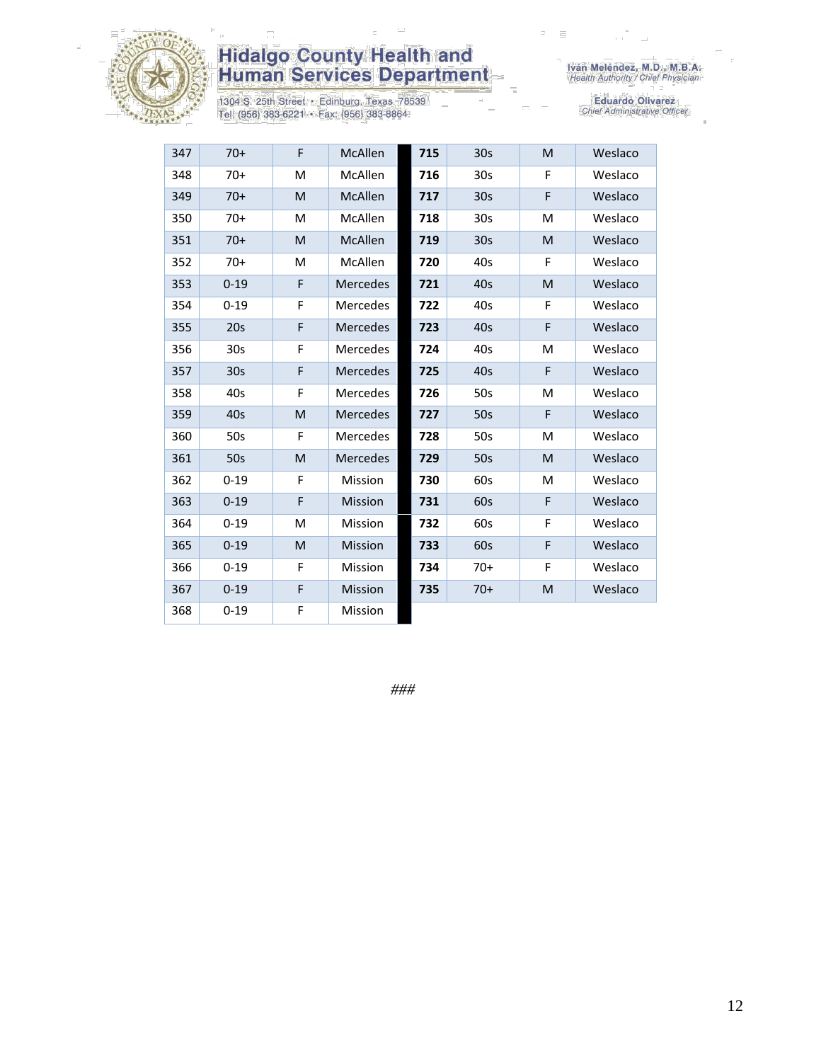| | | | | | | | |
|---|---|---|---|---|---|---|---|
| 347 | 70+ | F | McAllen | **715** | 30s | M | Weslaco |
| 348 | 70+ | M | McAllen | **716** | 30s | F | Weslaco |
| 349 | 70+ | M | McAllen | **717** | 30s | F | Weslaco |
| 350 | 70+ | M | McAllen | **718** | 30s | M | Weslaco |
| 351 | 70+ | M | McAllen | **719** | 30s | M | Weslaco |
| 352 | 70+ | M | McAllen | **720** | 40s | F | Weslaco |
| 353 | 0-19 | F | Mercedes | **721** | 40s | M | Weslaco |
| 354 | 0-19 | F | Mercedes | **722** | 40s | F | Weslaco |
| 355 | 20s | F | Mercedes | **723** | 40s | F | Weslaco |
| 356 | 30s | F | Mercedes | **724** | 40s | M | Weslaco |
| 357 | 30s | F | Mercedes | **725** | 40s | F | Weslaco |
| 358 | 40s | F | Mercedes | **726** | 50s | M | Weslaco |
| 359 | 40s | M | Mercedes | **727** | 50s | F | Weslaco |
| 360 | 50s | F | Mercedes | **728** | 50s | M | Weslaco |
| 361 | 50s | M | Mercedes | **729** | 50s | M | Weslaco |
| 362 | 0-19 | F | Mission | **730** | 60s | M | Weslaco |
| 363 | 0-19 | F | Mission | **731** | 60s | F | Weslaco |
| 364 | 0-19 | M | Mission | **732** | 60s | F | Weslaco |
| 365 | 0-19 | M | Mission | **733** | 60s | F | Weslaco |
| 366 | 0-19 | F | Mission | **734** | 70+ | F | Weslaco |
| 367 | 0-19 | F | Mission | **735** | 70+ | M | Weslaco |
| 368 | 0-19 | F | Mission | | | | |

###